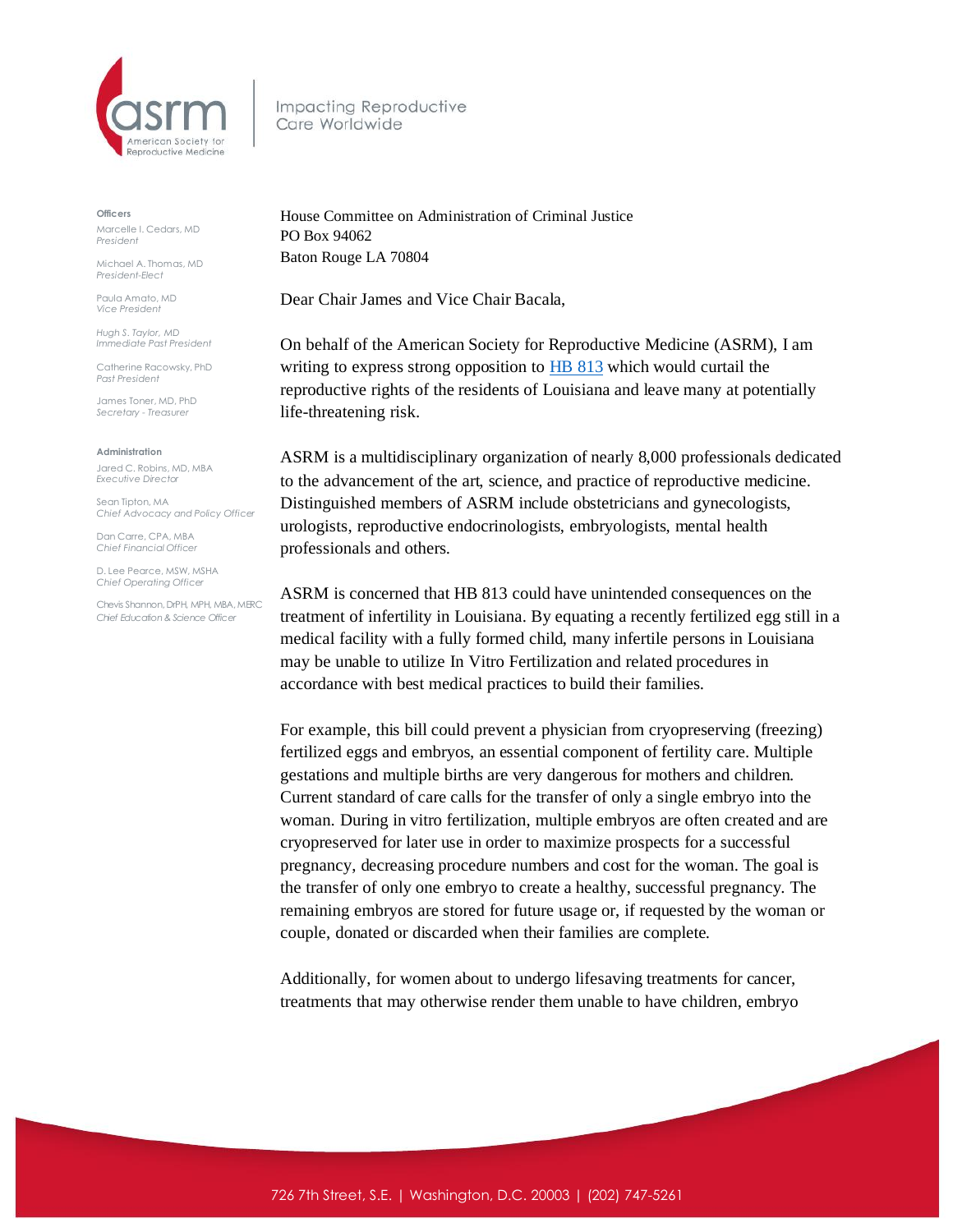**asrm** American Society for Reproductive Medicine

Impacting Reproductive Care Worldwide

**Officers**

Marcelle I. Cedars, MD
*President*

Michael A. Thomas, MD
*President-Elect*

Paula Amato, MD
*Vice President*

Hugh S. Taylor, MD
*Immediate Past President*

Catherine Racowsky, PhD
*Past President*

James Toner, MD, PhD
*Secretary - Treasurer*

**Administration**

Jared C. Robins, MD, MBA
*Executive Director*

Sean Tipton, MA
*Chief Advocacy and Policy Officer*

Dan Carre, CPA, MBA
*Chief Financial Officer*

D. Lee Pearce, MSW, MSHA
*Chief Operating Officer*

Chevis Shannon, DrPH, MPH, MBA, MERC
*Chief Education & Science Officer*

House Committee on Administration of Criminal Justice
PO Box 94062
Baton Rouge LA 70804

Dear Chair James and Vice Chair Bacala,

On behalf of the American Society for Reproductive Medicine (ASRM), I am writing to express strong opposition to HB 813 which would curtail the reproductive rights of the residents of Louisiana and leave many at potentially life-threatening risk.

ASRM is a multidisciplinary organization of nearly 8,000 professionals dedicated to the advancement of the art, science, and practice of reproductive medicine. Distinguished members of ASRM include obstetricians and gynecologists, urologists, reproductive endocrinologists, embryologists, mental health professionals and others.

ASRM is concerned that HB 813 could have unintended consequences on the treatment of infertility in Louisiana. By equating a recently fertilized egg still in a medical facility with a fully formed child, many infertile persons in Louisiana may be unable to utilize In Vitro Fertilization and related procedures in accordance with best medical practices to build their families.

For example, this bill could prevent a physician from cryopreserving (freezing) fertilized eggs and embryos, an essential component of fertility care. Multiple gestations and multiple births are very dangerous for mothers and children. Current standard of care calls for the transfer of only a single embryo into the woman. During in vitro fertilization, multiple embryos are often created and are cryopreserved for later use in order to maximize prospects for a successful pregnancy, decreasing procedure numbers and cost for the woman. The goal is the transfer of only one embryo to create a healthy, successful pregnancy. The remaining embryos are stored for future usage or, if requested by the woman or couple, donated or discarded when their families are complete.

Additionally, for women about to undergo lifesaving treatments for cancer, treatments that may otherwise render them unable to have children, embryo

726 7th Street, S.E. | Washington, D.C. 20003 | (202) 747-5261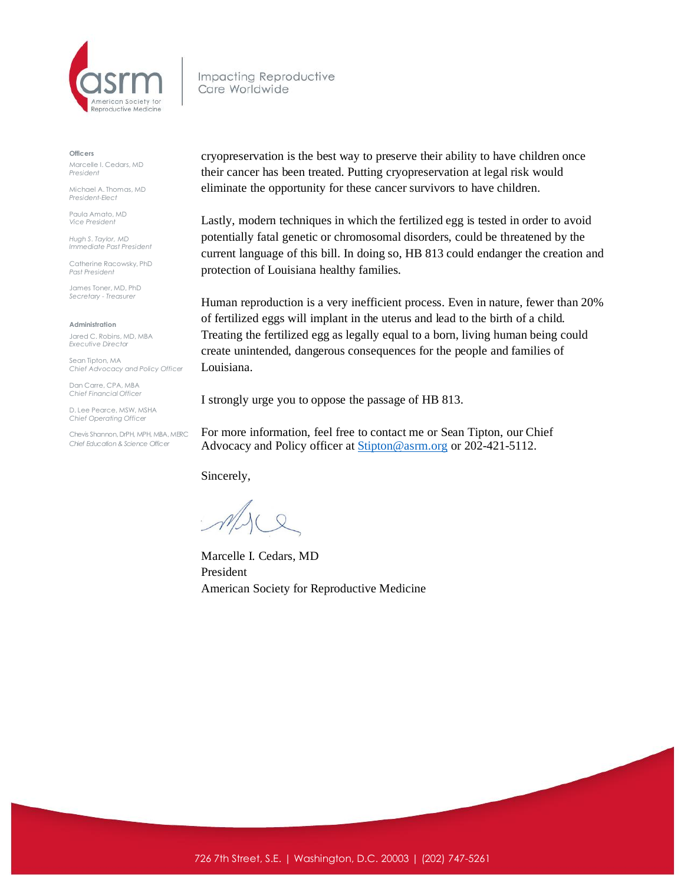Impacting Reproductive Care Worldwide

**Officers**

Marcelle I. Cedars, MD
*President*

Michael A. Thomas, MD
*President-Elect*

Paula Amato, MD
*Vice President*

Hugh S. Taylor, MD
*Immediate Past President*

Catherine Racowsky, PhD
*Past President*

James Toner, MD, PhD
*Secretary - Treasurer*

**Administration**

Jared C. Robins, MD, MBA
*Executive Director*

Sean Tipton, MA
*Chief Advocacy and Policy Officer*

Dan Carre, CPA, MBA
*Chief Financial Officer*

D. Lee Pearce, MSW, MSHA
*Chief Operating Officer*

Chevis Shannon, DrPH, MPH, MBA, MERC
*Chief Education & Science Officer*

cryopreservation is the best way to preserve their ability to have children once their cancer has been treated. Putting cryopreservation at legal risk would eliminate the opportunity for these cancer survivors to have children.

Lastly, modern techniques in which the fertilized egg is tested in order to avoid potentially fatal genetic or chromosomal disorders, could be threatened by the current language of this bill. In doing so, HB 813 could endanger the creation and protection of Louisiana healthy families.

Human reproduction is a very inefficient process. Even in nature, fewer than 20% of fertilized eggs will implant in the uterus and lead to the birth of a child. Treating the fertilized egg as legally equal to a born, living human being could create unintended, dangerous consequences for the people and families of Louisiana.

I strongly urge you to oppose the passage of HB 813.

For more information, feel free to contact me or Sean Tipton, our Chief Advocacy and Policy officer at Stipton@asrm.org or 202-421-5112.

Sincerely,

Marcelle I. Cedars, MD
President
American Society for Reproductive Medicine

726 7th Street, S.E. | Washington, D.C. 20003 | (202) 747-5261